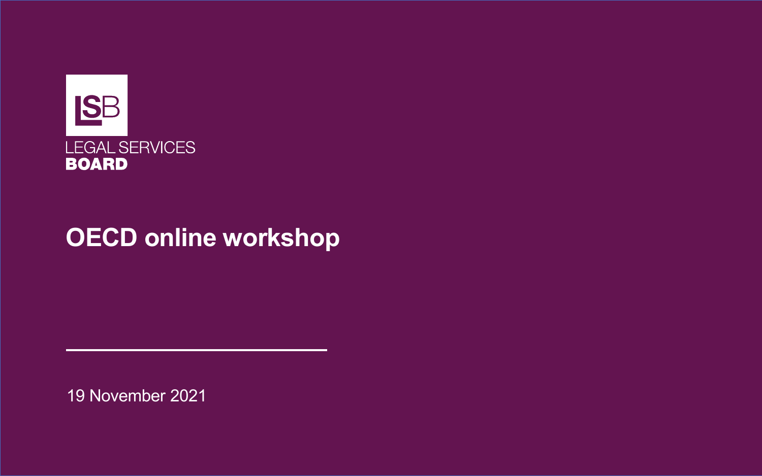LSB

LEGAL SERVICES
**BOARD**

# OECD online workshop

19 November 2021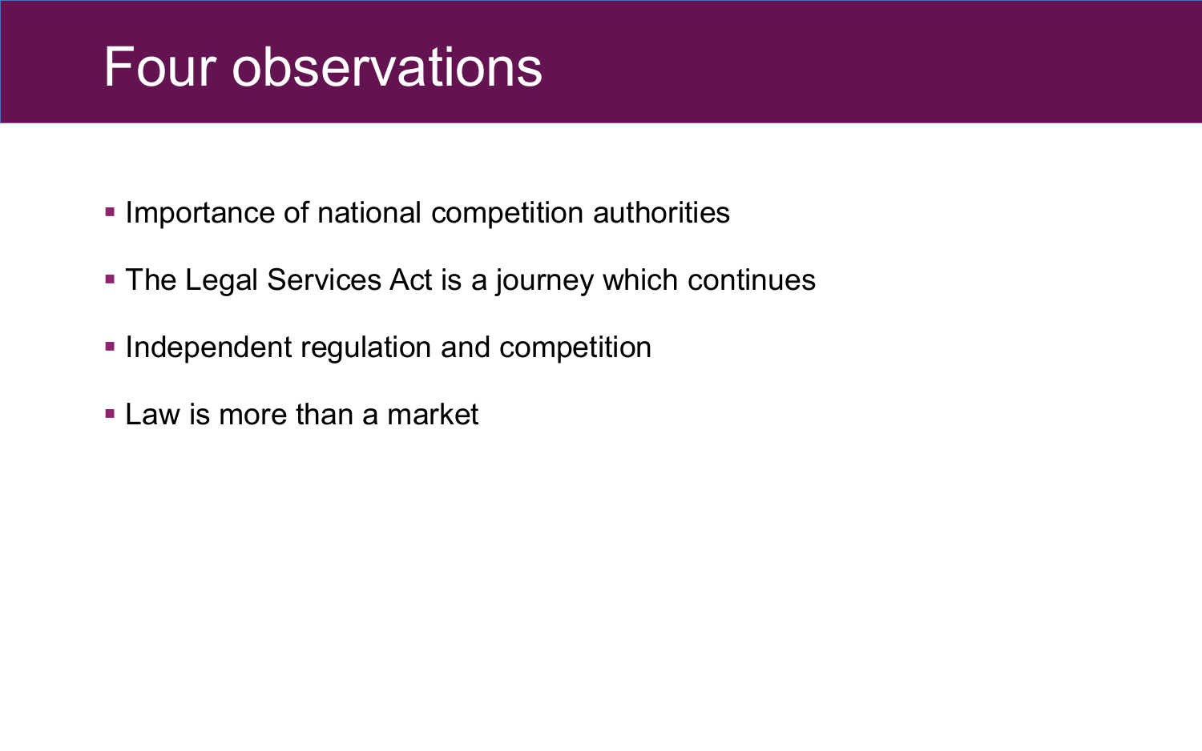# Four observations

- Importance of national competition authorities
- The Legal Services Act is a journey which continues
- Independent regulation and competition
- Law is more than a market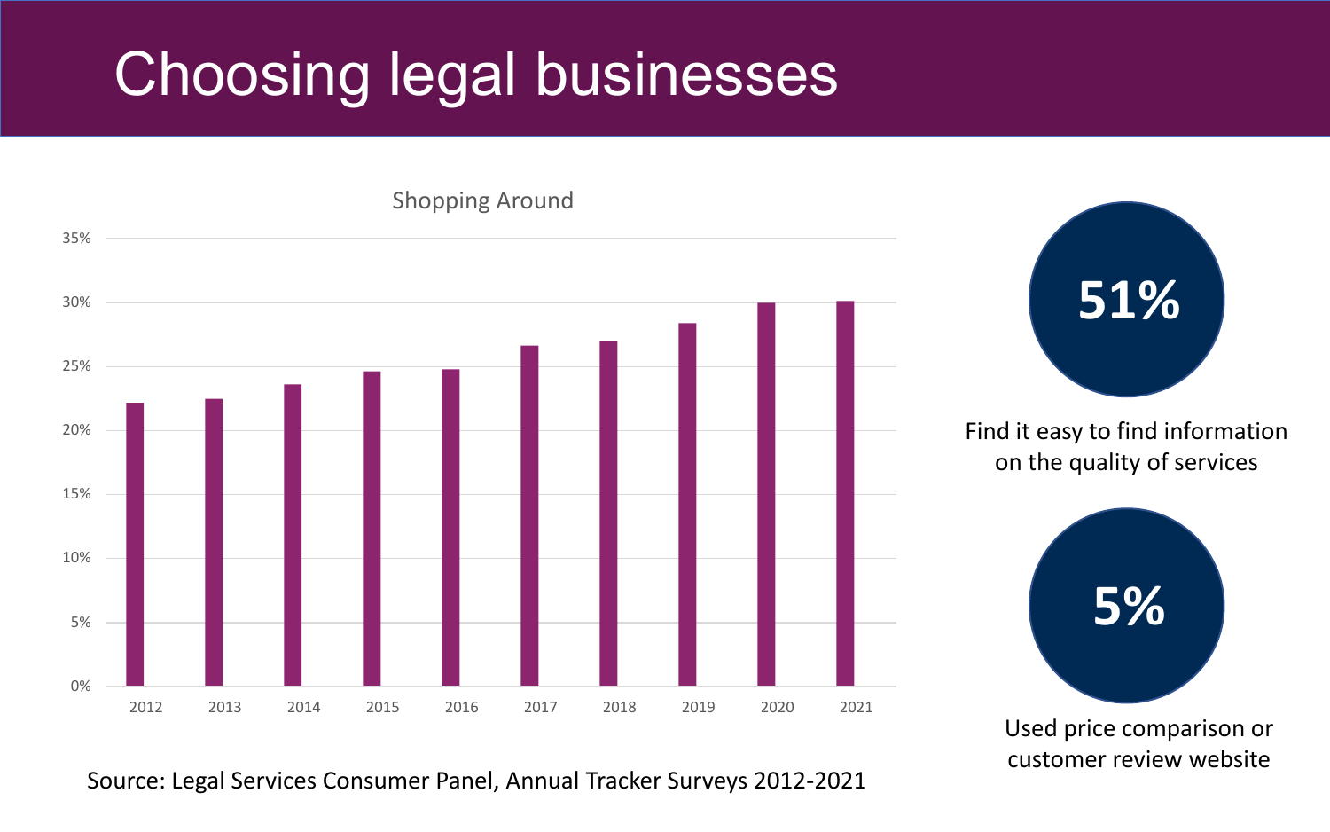# Choosing legal businesses

Shopping Around

| Year | Shopping Around |
|---|---|
| 2012 | 22% |
| 2013 | 22.5% |
| 2014 | 23.5% |
| 2015 | 24.5% |
| 2016 | 25% |
| 2017 | 26.5% |
| 2018 | 27% |
| 2019 | 28.5% |
| 2020 | 30% |
| 2021 | 30% |

Source: Legal Services Consumer Panel, Annual Tracker Surveys 2012-2021

**51%**

Find it easy to find information on the quality of services

**5%**

Used price comparison or customer review website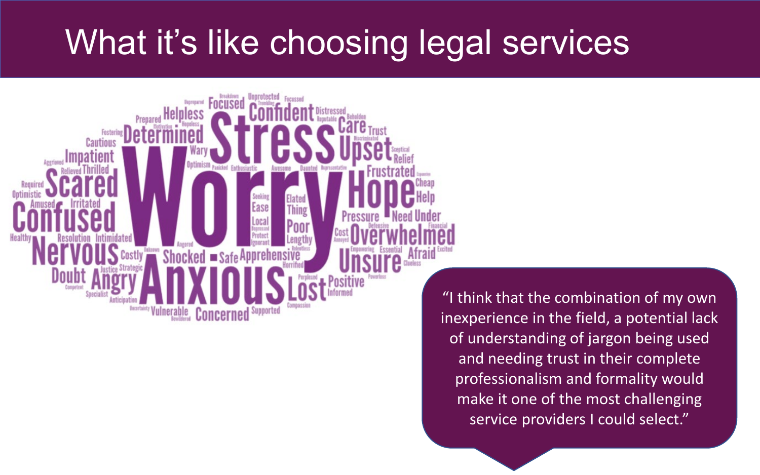# What it's like choosing legal services

Worry Stress Anxious Confused Nervous Scared Hope Upset Overwhelmed Unsure Lost Determined Confident Helpless Focused Care Trust Impatient Cautious Prepared Frustrated Relief Cheap Help Pressure Need Under Afraid Positive Informed Apprehensive Shocked Safe Concerned Vulnerable Supported Angry Doubt Costly Justice Strategic Irritated Amused Optimistic Required Relieved Thrilled Resolution Intimidated Healthy Wary Optimism Enthusiastic Elated Thing Ease Local Poor Lengthy Seeking Protect Horrified Distressed Unprotected Cost Essential Empowering Excited Defensive Financial Specialist Anticipation Compassion

"I think that the combination of my own inexperience in the field, a potential lack of understanding of jargon being used and needing trust in their complete professionalism and formality would make it one of the most challenging service providers I could select."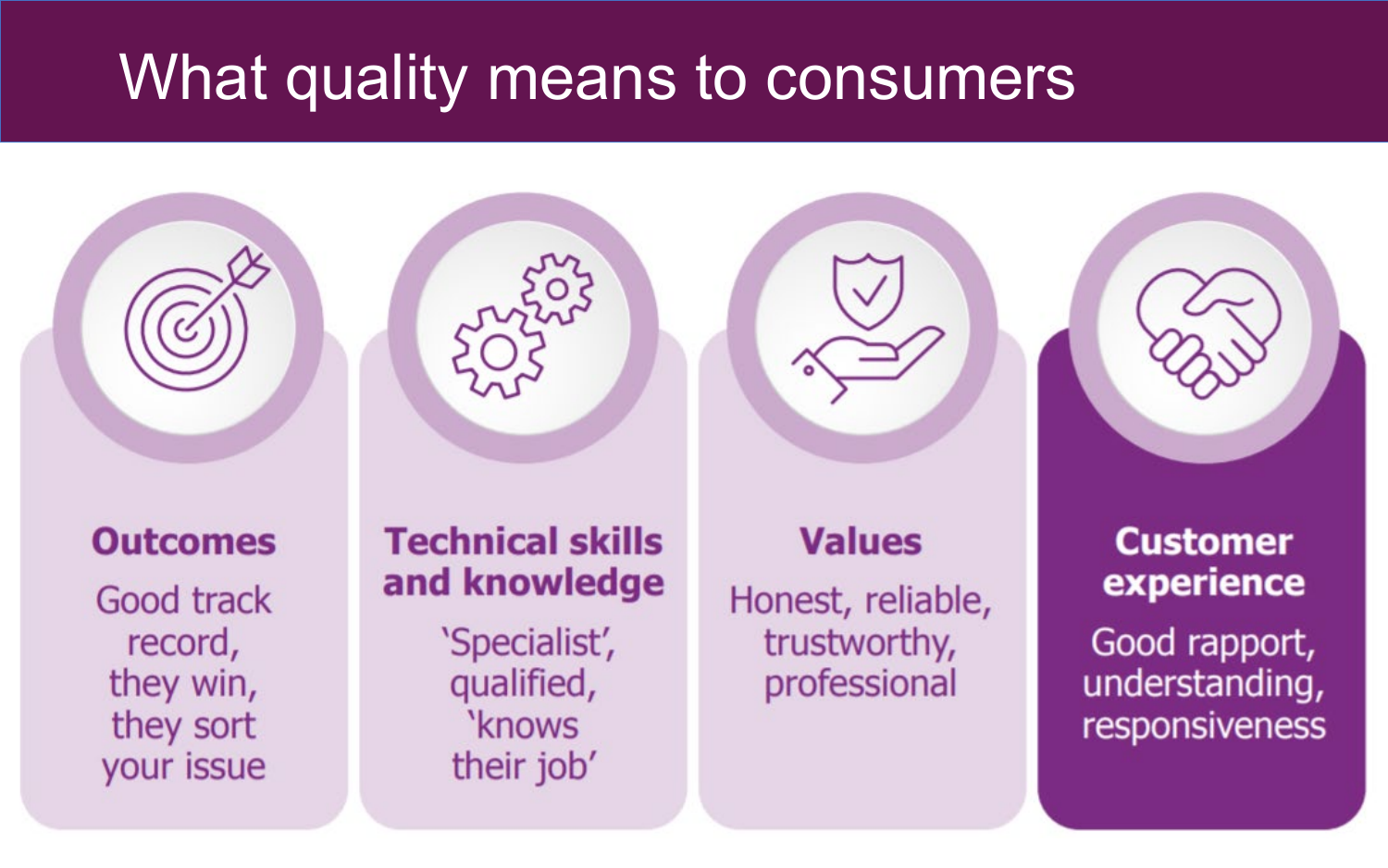# What quality means to consumers

### Outcomes

Good track record, they win, they sort your issue

### Technical skills and knowledge

'Specialist', qualified, 'knows their job'

### Values

Honest, reliable, trustworthy, professional

### Customer experience

Good rapport, understanding, responsiveness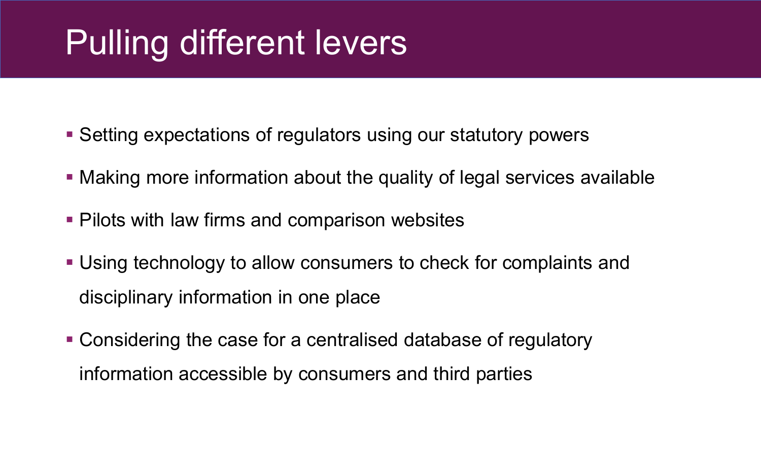# Pulling different levers

- Setting expectations of regulators using our statutory powers
- Making more information about the quality of legal services available
- Pilots with law firms and comparison websites
- Using technology to allow consumers to check for complaints and disciplinary information in one place
- Considering the case for a centralised database of regulatory information accessible by consumers and third parties